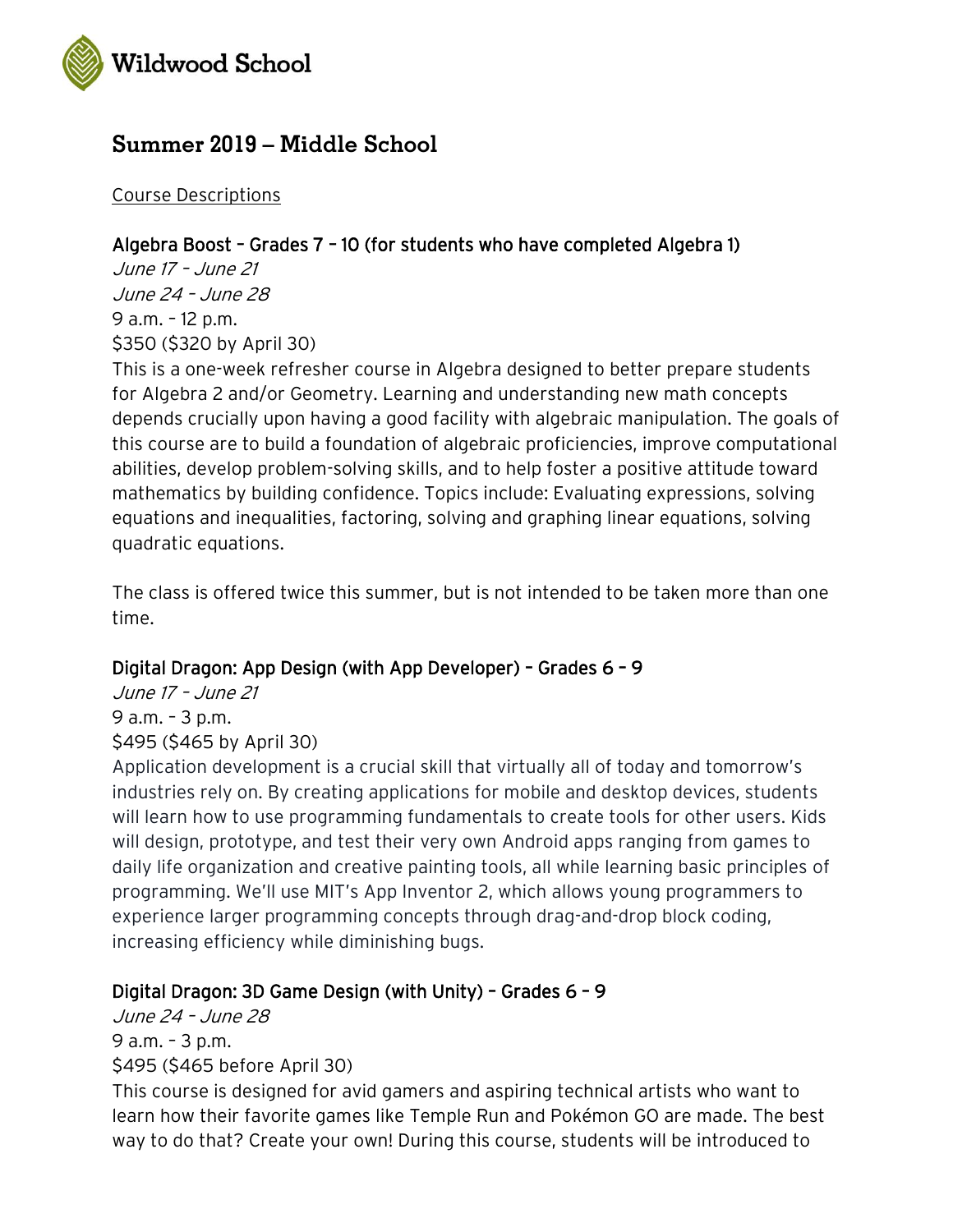Wildwood School

# Summer 2019 – Middle School

Course Descriptions

## Algebra Boost – Grades 7 – 10 (for students who have completed Algebra 1)

*June 17 – June 21*
*June 24 – June 28*
9 a.m. – 12 p.m.
$350 ($320 by April 30)

This is a one-week refresher course in Algebra designed to better prepare students for Algebra 2 and/or Geometry. Learning and understanding new math concepts depends crucially upon having a good facility with algebraic manipulation. The goals of this course are to build a foundation of algebraic proficiencies, improve computational abilities, develop problem-solving skills, and to help foster a positive attitude toward mathematics by building confidence. Topics include: Evaluating expressions, solving equations and inequalities, factoring, solving and graphing linear equations, solving quadratic equations.

The class is offered twice this summer, but is not intended to be taken more than one time.

## Digital Dragon: App Design (with App Developer) – Grades 6 – 9

*June 17 – June 21*
9 a.m. – 3 p.m.
$495 ($465 by April 30)

Application development is a crucial skill that virtually all of today and tomorrow's industries rely on. By creating applications for mobile and desktop devices, students will learn how to use programming fundamentals to create tools for other users. Kids will design, prototype, and test their very own Android apps ranging from games to daily life organization and creative painting tools, all while learning basic principles of programming. We'll use MIT's App Inventor 2, which allows young programmers to experience larger programming concepts through drag-and-drop block coding, increasing efficiency while diminishing bugs.

## Digital Dragon: 3D Game Design (with Unity) – Grades 6 – 9

*June 24 – June 28*
9 a.m. – 3 p.m.
$495 ($465 before April 30)

This course is designed for avid gamers and aspiring technical artists who want to learn how their favorite games like Temple Run and Pokémon GO are made. The best way to do that? Create your own! During this course, students will be introduced to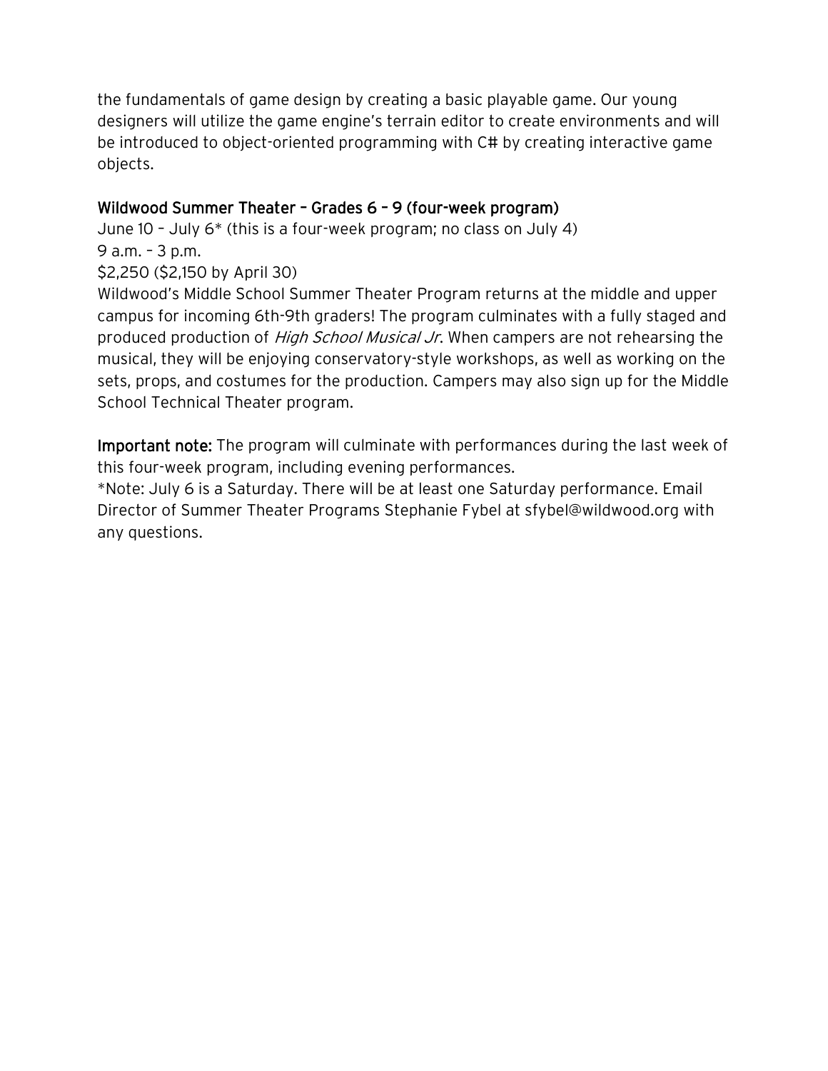the fundamentals of game design by creating a basic playable game. Our young designers will utilize the game engine's terrain editor to create environments and will be introduced to object-oriented programming with C# by creating interactive game objects.

### Wildwood Summer Theater – Grades 6 – 9 (four-week program)

June 10 – July 6* (this is a four-week program; no class on July 4)
9 a.m. – 3 p.m.
$2,250 ($2,150 by April 30)
Wildwood's Middle School Summer Theater Program returns at the middle and upper campus for incoming 6th-9th graders! The program culminates with a fully staged and produced production of *High School Musical Jr*. When campers are not rehearsing the musical, they will be enjoying conservatory-style workshops, as well as working on the sets, props, and costumes for the production. Campers may also sign up for the Middle School Technical Theater program.

**Important note:** The program will culminate with performances during the last week of this four-week program, including evening performances.
*Note: July 6 is a Saturday. There will be at least one Saturday performance. Email Director of Summer Theater Programs Stephanie Fybel at sfybel@wildwood.org with any questions.